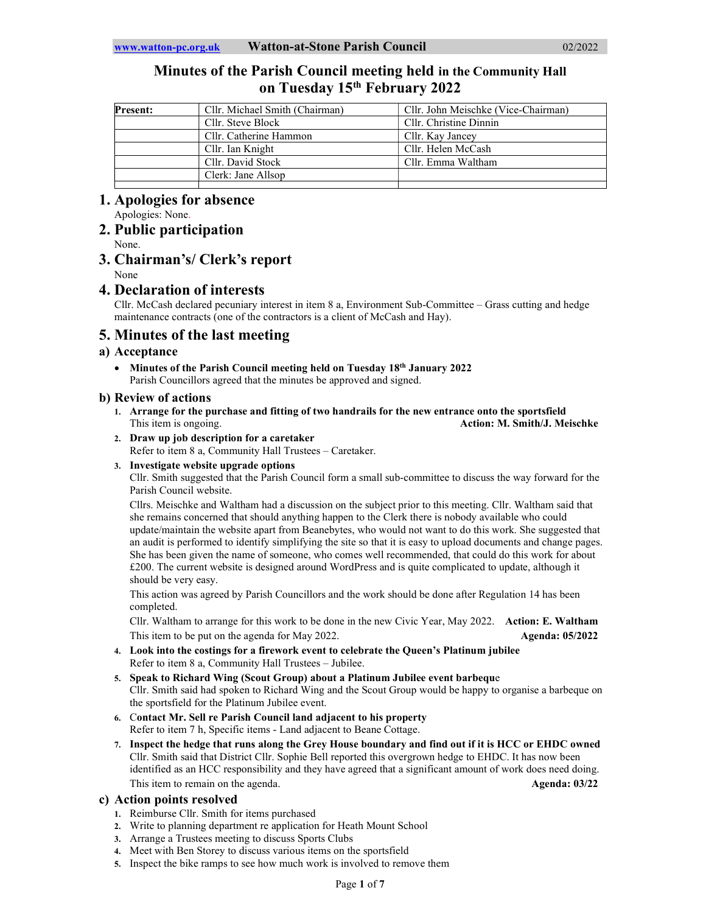# Minutes of the Parish Council meeting held in the Community Hall on Tuesday 15th February 2022

| Present: | Cllr. Michael Smith (Chairman) | Cllr. John Meischke (Vice-Chairman) |
|---|---|---|
| | Cllr. Steve Block | Cllr. Christine Dinnin |
| | Cllr. Catherine Hammon | Cllr. Kay Jancey |
| | Cllr. Ian Knight | Cllr. Helen McCash |
| | Cllr. David Stock | Cllr. Emma Waltham |
| | Clerk: Jane Allsop | |
| | | |

## 1. Apologies for absence

Apologies: None.

## 2. Public participation

None.

## 3. Chairman's/ Clerk's report

None

## 4. Declaration of interests

Cllr. McCash declared pecuniary interest in item 8 a, Environment Sub-Committee – Grass cutting and hedge maintenance contracts (one of the contractors is a client of McCash and Hay).

## 5. Minutes of the last meeting

### a) Acceptance

- **Minutes of the Parish Council meeting held on Tuesday 18th January 2022**
  Parish Councillors agreed that the minutes be approved and signed.

### b) Review of actions

1. **Arrange for the purchase and fitting of two handrails for the new entrance onto the sportsfield**
   This item is ongoing. **Action: M. Smith/J. Meischke**
2. **Draw up job description for a caretaker**
   Refer to item 8 a, Community Hall Trustees – Caretaker.
3. **Investigate website upgrade options**
   Cllr. Smith suggested that the Parish Council form a small sub-committee to discuss the way forward for the Parish Council website.

   Cllrs. Meischke and Waltham had a discussion on the subject prior to this meeting. Cllr. Waltham said that she remains concerned that should anything happen to the Clerk there is nobody available who could update/maintain the website apart from Beanebytes, who would not want to do this work. She suggested that an audit is performed to identify simplifying the site so that it is easy to upload documents and change pages. She has been given the name of someone, who comes well recommended, that could do this work for about £200. The current website is designed around WordPress and is quite complicated to update, although it should be very easy.

   This action was agreed by Parish Councillors and the work should be done after Regulation 14 has been completed.

   Cllr. Waltham to arrange for this work to be done in the new Civic Year, May 2022. **Action: E. Waltham**

   This item to be put on the agenda for May 2022. **Agenda: 05/2022**
4. **Look into the costings for a firework event to celebrate the Queen's Platinum jubilee**
   Refer to item 8 a, Community Hall Trustees – Jubilee.
5. **Speak to Richard Wing (Scout Group) about a Platinum Jubilee event barbeque**
   Cllr. Smith said had spoken to Richard Wing and the Scout Group would be happy to organise a barbeque on the sportsfield for the Platinum Jubilee event.
6. **Contact Mr. Sell re Parish Council land adjacent to his property**
   Refer to item 7 h, Specific items - Land adjacent to Beane Cottage.
7. **Inspect the hedge that runs along the Grey House boundary and find out if it is HCC or EHDC owned**
   Cllr. Smith said that District Cllr. Sophie Bell reported this overgrown hedge to EHDC. It has now been identified as an HCC responsibility and they have agreed that a significant amount of work does need doing.
   This item to remain on the agenda. **Agenda: 03/22**

### c) Action points resolved

1. Reimburse Cllr. Smith for items purchased
2. Write to planning department re application for Heath Mount School
3. Arrange a Trustees meeting to discuss Sports Clubs
4. Meet with Ben Storey to discuss various items on the sportsfield
5. Inspect the bike ramps to see how much work is involved to remove them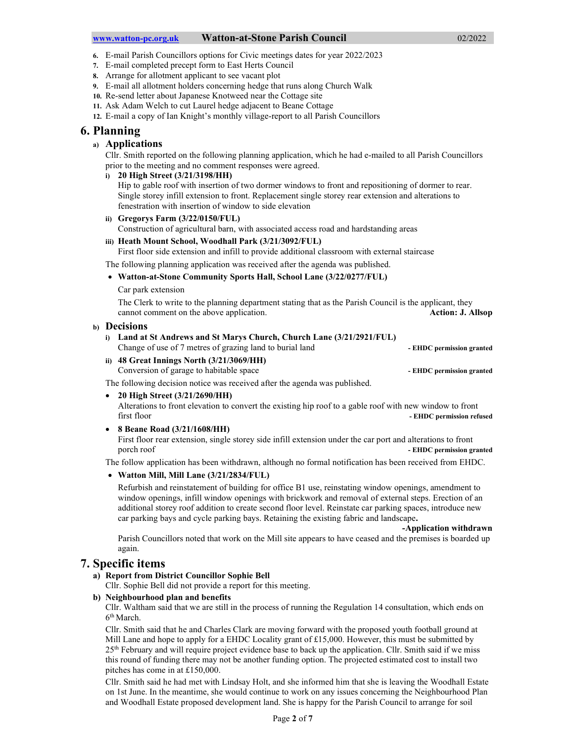6. E-mail Parish Councillors options for Civic meetings dates for year 2022/2023
7. E-mail completed precept form to East Herts Council
8. Arrange for allotment applicant to see vacant plot
9. E-mail all allotment holders concerning hedge that runs along Church Walk
10. Re-send letter about Japanese Knotweed near the Cottage site
11. Ask Adam Welch to cut Laurel hedge adjacent to Beane Cottage
12. E-mail a copy of Ian Knight's monthly village-report to all Parish Councillors

# 6. Planning

## a) Applications

Cllr. Smith reported on the following planning application, which he had e-mailed to all Parish Councillors prior to the meeting and no comment responses were agreed.

i) **20 High Street (3/21/3198/HH)**
Hip to gable roof with insertion of two dormer windows to front and repositioning of dormer to rear. Single storey infill extension to front. Replacement single storey rear extension and alterations to fenestration with insertion of window to side elevation

ii) **Gregorys Farm (3/22/0150/FUL)**
Construction of agricultural barn, with associated access road and hardstanding areas

iii) **Heath Mount School, Woodhall Park (3/21/3092/FUL)**
First floor side extension and infill to provide additional classroom with external staircase

The following planning application was received after the agenda was published.

- **Watton-at-Stone Community Sports Hall, School Lane (3/22/0277/FUL)**

  Car park extension

  The Clerk to write to the planning department stating that as the Parish Council is the applicant, they cannot comment on the above application. **Action: J. Allsop**

## b) Decisions

i) **Land at St Andrews and St Marys Church, Church Lane (3/21/2921/FUL)**
Change of use of 7 metres of grazing land to burial land **- EHDC permission granted**

ii) **48 Great Innings North (3/21/3069/HH)**
Conversion of garage to habitable space **- EHDC permission granted**

The following decision notice was received after the agenda was published.

- **20 High Street (3/21/2690/HH)**
  Alterations to front elevation to convert the existing hip roof to a gable roof with new window to front first floor **- EHDC permission refused**

- **8 Beane Road (3/21/1608/HH)**
  First floor rear extension, single storey side infill extension under the car port and alterations to front porch roof **- EHDC permission granted**

The follow application has been withdrawn, although no formal notification has been received from EHDC.

- **Watton Mill, Mill Lane (3/21/2834/FUL)**

  Refurbish and reinstatement of building for office B1 use, reinstating window openings, amendment to window openings, infill window openings with brickwork and removal of external steps. Erection of an additional storey roof addition to create second floor level. Reinstate car parking spaces, introduce new car parking bays and cycle parking bays. Retaining the existing fabric and landscape**.**

  **-Application withdrawn**

  Parish Councillors noted that work on the Mill site appears to have ceased and the premises is boarded up again.

# 7. Specific items

## a) Report from District Councillor Sophie Bell

Cllr. Sophie Bell did not provide a report for this meeting.

## b) Neighbourhood plan and benefits

Cllr. Waltham said that we are still in the process of running the Regulation 14 consultation, which ends on 6th March.

Cllr. Smith said that he and Charles Clark are moving forward with the proposed youth football ground at Mill Lane and hope to apply for a EHDC Locality grant of £15,000. However, this must be submitted by 25th February and will require project evidence base to back up the application. Cllr. Smith said if we miss this round of funding there may not be another funding option. The projected estimated cost to install two pitches has come in at £150,000.

Cllr. Smith said he had met with Lindsay Holt, and she informed him that she is leaving the Woodhall Estate on 1st June. In the meantime, she would continue to work on any issues concerning the Neighbourhood Plan and Woodhall Estate proposed development land. She is happy for the Parish Council to arrange for soil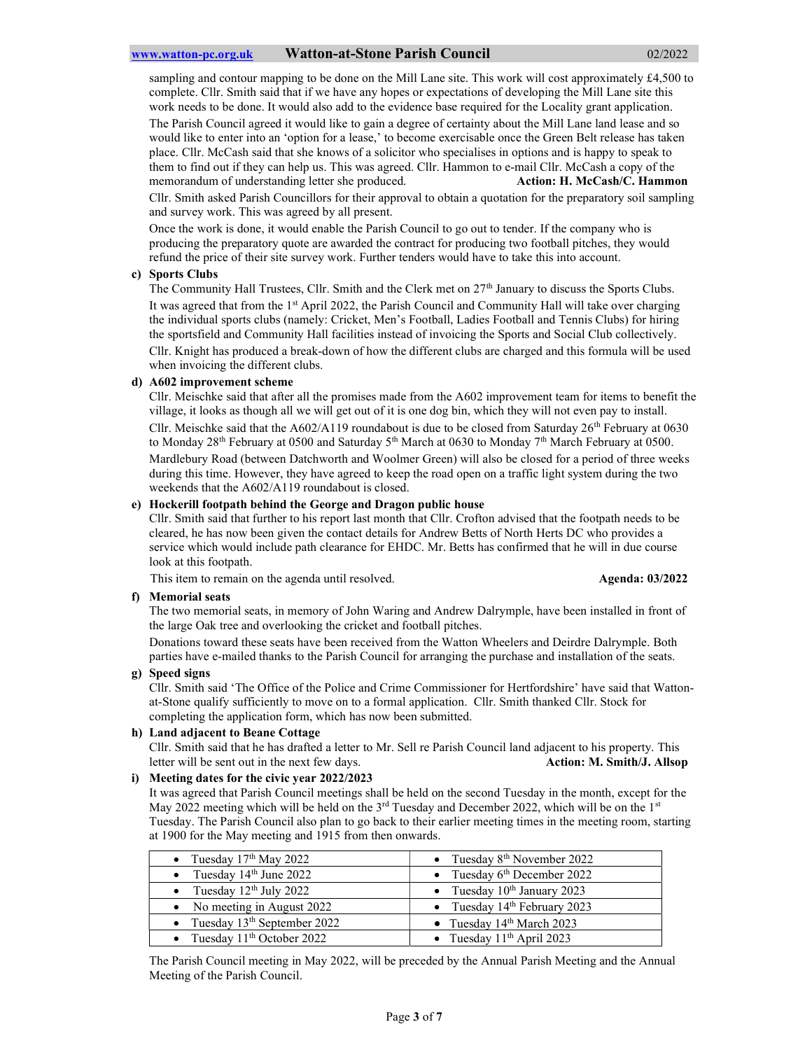sampling and contour mapping to be done on the Mill Lane site. This work will cost approximately £4,500 to complete. Cllr. Smith said that if we have any hopes or expectations of developing the Mill Lane site this work needs to be done. It would also add to the evidence base required for the Locality grant application.

The Parish Council agreed it would like to gain a degree of certainty about the Mill Lane land lease and so would like to enter into an 'option for a lease,' to become exercisable once the Green Belt release has taken place. Cllr. McCash said that she knows of a solicitor who specialises in options and is happy to speak to them to find out if they can help us. This was agreed. Cllr. Hammon to e-mail Cllr. McCash a copy of the memorandum of understanding letter she produced. **Action: H. McCash/C. Hammon**

Cllr. Smith asked Parish Councillors for their approval to obtain a quotation for the preparatory soil sampling and survey work. This was agreed by all present.

Once the work is done, it would enable the Parish Council to go out to tender. If the company who is producing the preparatory quote are awarded the contract for producing two football pitches, they would refund the price of their site survey work. Further tenders would have to take this into account.

**c) Sports Clubs**

The Community Hall Trustees, Cllr. Smith and the Clerk met on 27th January to discuss the Sports Clubs.

It was agreed that from the 1st April 2022, the Parish Council and Community Hall will take over charging the individual sports clubs (namely: Cricket, Men's Football, Ladies Football and Tennis Clubs) for hiring the sportsfield and Community Hall facilities instead of invoicing the Sports and Social Club collectively.

Cllr. Knight has produced a break-down of how the different clubs are charged and this formula will be used when invoicing the different clubs.

**d) A602 improvement scheme**

Cllr. Meischke said that after all the promises made from the A602 improvement team for items to benefit the village, it looks as though all we will get out of it is one dog bin, which they will not even pay to install.

Cllr. Meischke said that the A602/A119 roundabout is due to be closed from Saturday 26th February at 0630 to Monday 28th February at 0500 and Saturday 5th March at 0630 to Monday 7th March February at 0500.

Mardlebury Road (between Datchworth and Woolmer Green) will also be closed for a period of three weeks during this time. However, they have agreed to keep the road open on a traffic light system during the two weekends that the A602/A119 roundabout is closed.

**e) Hockerill footpath behind the George and Dragon public house**

Cllr. Smith said that further to his report last month that Cllr. Crofton advised that the footpath needs to be cleared, he has now been given the contact details for Andrew Betts of North Herts DC who provides a service which would include path clearance for EHDC. Mr. Betts has confirmed that he will in due course look at this footpath.

This item to remain on the agenda until resolved. **Agenda: 03/2022**

**f) Memorial seats**

The two memorial seats, in memory of John Waring and Andrew Dalrymple, have been installed in front of the large Oak tree and overlooking the cricket and football pitches.

Donations toward these seats have been received from the Watton Wheelers and Deirdre Dalrymple. Both parties have e-mailed thanks to the Parish Council for arranging the purchase and installation of the seats.

**g) Speed signs**

Cllr. Smith said 'The Office of the Police and Crime Commissioner for Hertfordshire' have said that Watton-at-Stone qualify sufficiently to move on to a formal application. Cllr. Smith thanked Cllr. Stock for completing the application form, which has now been submitted.

**h) Land adjacent to Beane Cottage**

Cllr. Smith said that he has drafted a letter to Mr. Sell re Parish Council land adjacent to his property. This letter will be sent out in the next few days. **Action: M. Smith/J. Allsop**

**i) Meeting dates for the civic year 2022/2023**

It was agreed that Parish Council meetings shall be held on the second Tuesday in the month, except for the May 2022 meeting which will be held on the 3rd Tuesday and December 2022, which will be on the 1st Tuesday. The Parish Council also plan to go back to their earlier meeting times in the meeting room, starting at 1900 for the May meeting and 1915 from then onwards.

| | |
|---|---|
| • Tuesday 17th May 2022 | • Tuesday 8th November 2022 |
| • Tuesday 14th June 2022 | • Tuesday 6th December 2022 |
| • Tuesday 12th July 2022 | • Tuesday 10th January 2023 |
| • No meeting in August 2022 | • Tuesday 14th February 2023 |
| • Tuesday 13th September 2022 | • Tuesday 14th March 2023 |
| • Tuesday 11th October 2022 | • Tuesday 11th April 2023 |

The Parish Council meeting in May 2022, will be preceded by the Annual Parish Meeting and the Annual Meeting of the Parish Council.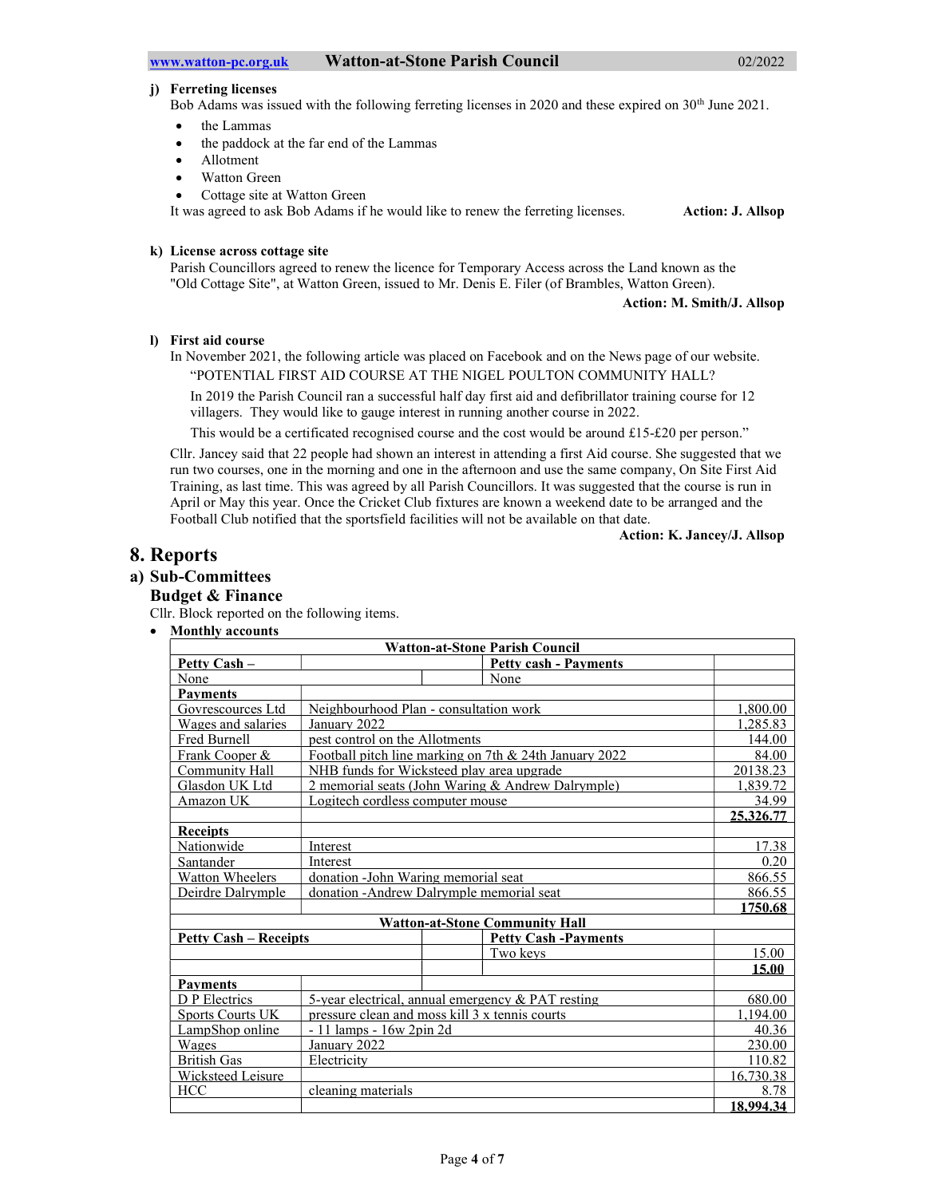**j) Ferreting licenses**

Bob Adams was issued with the following ferreting licenses in 2020 and these expired on 30th June 2021.

- the Lammas
- the paddock at the far end of the Lammas
- Allotment
- Watton Green
- Cottage site at Watton Green

It was agreed to ask Bob Adams if he would like to renew the ferreting licenses. **Action: J. Allsop**

**k) License across cottage site**

Parish Councillors agreed to renew the licence for Temporary Access across the Land known as the "Old Cottage Site", at Watton Green, issued to Mr. Denis E. Filer (of Brambles, Watton Green).

**Action: M. Smith/J. Allsop**

**l) First aid course**

In November 2021, the following article was placed on Facebook and on the News page of our website.

"POTENTIAL FIRST AID COURSE AT THE NIGEL POULTON COMMUNITY HALL?

In 2019 the Parish Council ran a successful half day first aid and defibrillator training course for 12 villagers. They would like to gauge interest in running another course in 2022.

This would be a certificated recognised course and the cost would be around £15-£20 per person."

Cllr. Jancey said that 22 people had shown an interest in attending a first Aid course. She suggested that we run two courses, one in the morning and one in the afternoon and use the same company, On Site First Aid Training, as last time. This was agreed by all Parish Councillors. It was suggested that the course is run in April or May this year. Once the Cricket Club fixtures are known a weekend date to be arranged and the Football Club notified that the sportsfield facilities will not be available on that date.

**Action: K. Jancey/J. Allsop**

# 8. Reports

## a) Sub-Committees

### Budget & Finance

Cllr. Block reported on the following items.

- **Monthly accounts**

| **Watton-at-Stone Parish Council** | | | |
|---|---|---|---|
| **Petty Cash –** | | **Petty cash - Payments** | |
| None | | None | |
| **Payments** | | | |
| Govrescources Ltd | Neighbourhood Plan - consultation work | | 1,800.00 |
| Wages and salaries | January 2022 | | 1,285.83 |
| Fred Burnell | pest control on the Allotments | | 144.00 |
| Frank Cooper & | Football pitch line marking on 7th & 24th January 2022 | | 84.00 |
| Community Hall | NHB funds for Wicksteed play area upgrade | | 20138.23 |
| Glasdon UK Ltd | 2 memorial seats (John Waring & Andrew Dalrymple) | | 1,839.72 |
| Amazon UK | Logitech cordless computer mouse | | 34.99 |
| | | | **25,326.77** |
| **Receipts** | | | |
| Nationwide | Interest | | 17.38 |
| Santander | Interest | | 0.20 |
| Watton Wheelers | donation -John Waring memorial seat | | 866.55 |
| Deirdre Dalrymple | donation -Andrew Dalrymple memorial seat | | 866.55 |
| | | | **1750.68** |
| **Watton-at-Stone Community Hall** | | | |
| **Petty Cash – Receipts** | | **Petty Cash -Payments** | |
| | | Two keys | 15.00 |
| | | | **15.00** |
| **Payments** | | | |
| D P Electrics | 5-year electrical, annual emergency & PAT testing | | 680.00 |
| Sports Courts UK | pressure clean and moss kill 3 x tennis courts | | 1,194.00 |
| LampShop online | - 11 lamps - 16w 2pin 2d | | 40.36 |
| Wages | January 2022 | | 230.00 |
| British Gas | Electricity | | 110.82 |
| Wicksteed Leisure | | | 16,730.38 |
| HCC | cleaning materials | | 8.78 |
| | | | **18,994.34** |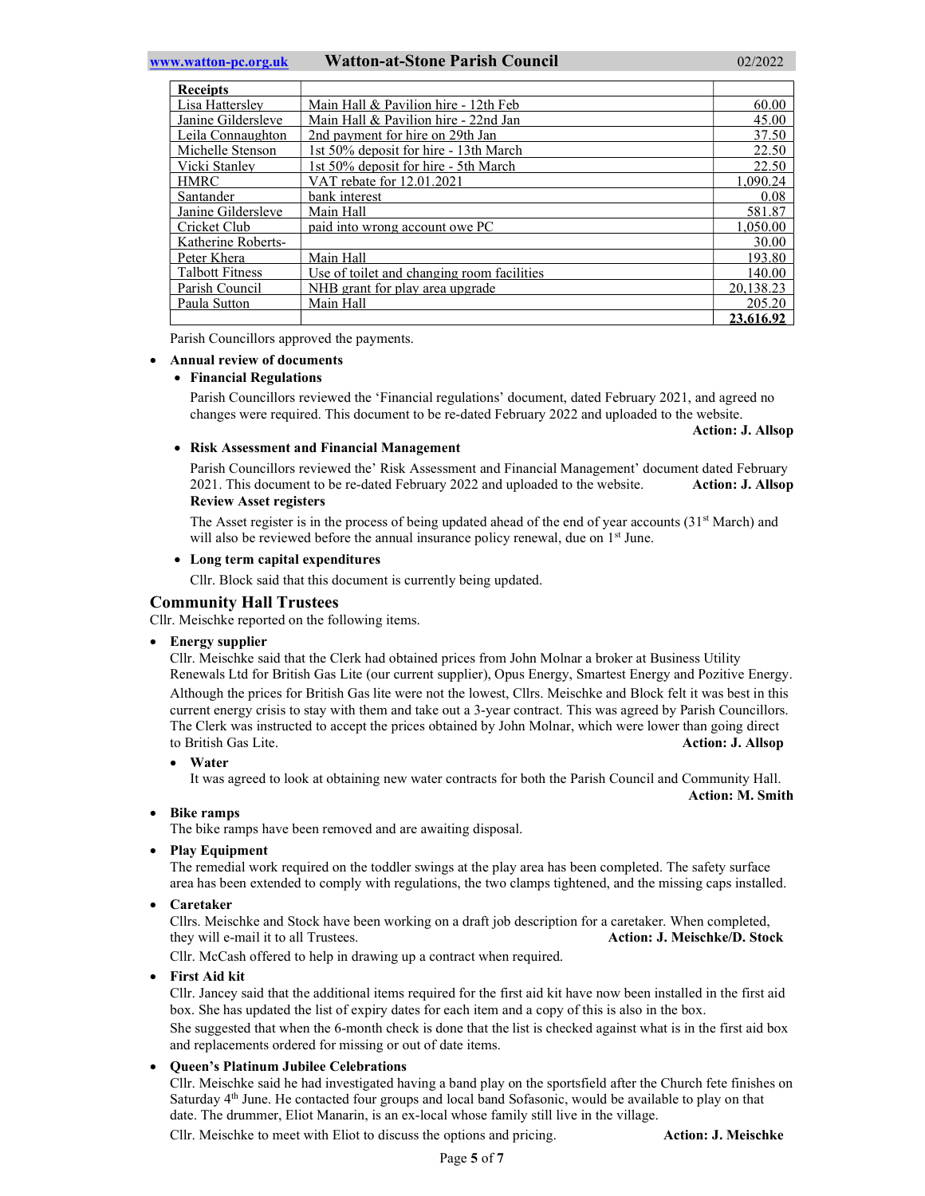| Receipts | | |
|---|---|---|
| Lisa Hattersley | Main Hall & Pavilion hire - 12th Feb | 60.00 |
| Janine Gildersleve | Main Hall & Pavilion hire - 22nd Jan | 45.00 |
| Leila Connaughton | 2nd payment for hire on 29th Jan | 37.50 |
| Michelle Stenson | 1st 50% deposit for hire - 13th March | 22.50 |
| Vicki Stanley | 1st 50% deposit for hire - 5th March | 22.50 |
| HMRC | VAT rebate for 12.01.2021 | 1,090.24 |
| Santander | bank interest | 0.08 |
| Janine Gildersleve | Main Hall | 581.87 |
| Cricket Club | paid into wrong account owe PC | 1,050.00 |
| Katherine Roberts- | | 30.00 |
| Peter Khera | Main Hall | 193.80 |
| Talbott Fitness | Use of toilet and changing room facilities | 140.00 |
| Parish Council | NHB grant for play area upgrade | 20,138.23 |
| Paula Sutton | Main Hall | 205.20 |
| | | **23,616.92** |

Parish Councillors approved the payments.

- **Annual review of documents**
  - **Financial Regulations**

    Parish Councillors reviewed the 'Financial regulations' document, dated February 2021, and agreed no changes were required. This document to be re-dated February 2022 and uploaded to the website.

    **Action: J. Allsop**

  - **Risk Assessment and Financial Management**

    Parish Councillors reviewed the' Risk Assessment and Financial Management' document dated February 2021. This document to be re-dated February 2022 and uploaded to the website. **Action: J. Allsop**

    **Review Asset registers**

    The Asset register is in the process of being updated ahead of the end of year accounts (31st March) and will also be reviewed before the annual insurance policy renewal, due on 1st June.

  - **Long term capital expenditures**

    Cllr. Block said that this document is currently being updated.

## Community Hall Trustees

Cllr. Meischke reported on the following items.

- **Energy supplier**

  Cllr. Meischke said that the Clerk had obtained prices from John Molnar a broker at Business Utility Renewals Ltd for British Gas Lite (our current supplier), Opus Energy, Smartest Energy and Pozitive Energy. Although the prices for British Gas lite were not the lowest, Cllrs. Meischke and Block felt it was best in this current energy crisis to stay with them and take out a 3-year contract. This was agreed by Parish Councillors. The Clerk was instructed to accept the prices obtained by John Molnar, which were lower than going direct to British Gas Lite. **Action: J. Allsop**

  - **Water**

    It was agreed to look at obtaining new water contracts for both the Parish Council and Community Hall.

    **Action: M. Smith**

- **Bike ramps**

  The bike ramps have been removed and are awaiting disposal.

- **Play Equipment**

  The remedial work required on the toddler swings at the play area has been completed. The safety surface area has been extended to comply with regulations, the two clamps tightened, and the missing caps installed.

- **Caretaker**

  Cllrs. Meischke and Stock have been working on a draft job description for a caretaker. When completed, they will e-mail it to all Trustees. **Action: J. Meischke/D. Stock**

  Cllr. McCash offered to help in drawing up a contract when required.

- **First Aid kit**

  Cllr. Jancey said that the additional items required for the first aid kit have now been installed in the first aid box. She has updated the list of expiry dates for each item and a copy of this is also in the box.

  She suggested that when the 6-month check is done that the list is checked against what is in the first aid box and replacements ordered for missing or out of date items.

- **Queen's Platinum Jubilee Celebrations**

  Cllr. Meischke said he had investigated having a band play on the sportsfield after the Church fete finishes on Saturday 4th June. He contacted four groups and local band Sofasonic, would be available to play on that date. The drummer, Eliot Manarin, is an ex-local whose family still live in the village.

  Cllr. Meischke to meet with Eliot to discuss the options and pricing. **Action: J. Meischke**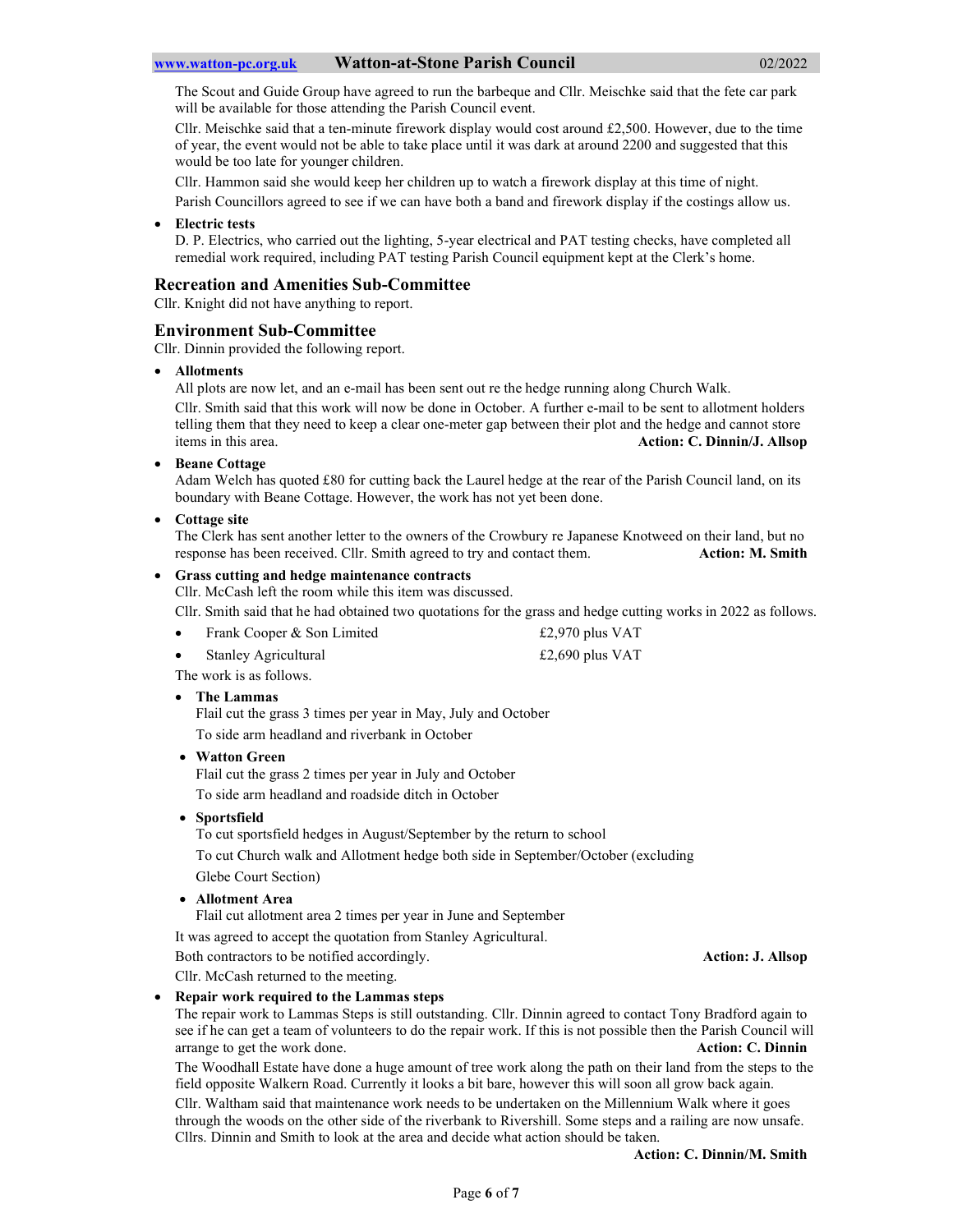The Scout and Guide Group have agreed to run the barbeque and Cllr. Meischke said that the fete car park will be available for those attending the Parish Council event.

Cllr. Meischke said that a ten-minute firework display would cost around £2,500. However, due to the time of year, the event would not be able to take place until it was dark at around 2200 and suggested that this would be too late for younger children.

Cllr. Hammon said she would keep her children up to watch a firework display at this time of night.

Parish Councillors agreed to see if we can have both a band and firework display if the costings allow us.

- **Electric tests**
  D. P. Electrics, who carried out the lighting, 5-year electrical and PAT testing checks, have completed all remedial work required, including PAT testing Parish Council equipment kept at the Clerk's home.

## Recreation and Amenities Sub-Committee

Cllr. Knight did not have anything to report.

## Environment Sub-Committee

Cllr. Dinnin provided the following report.

- **Allotments**
  All plots are now let, and an e-mail has been sent out re the hedge running along Church Walk.

  Cllr. Smith said that this work will now be done in October. A further e-mail to be sent to allotment holders telling them that they need to keep a clear one-meter gap between their plot and the hedge and cannot store items in this area. **Action: C. Dinnin/J. Allsop**

- **Beane Cottage**
  Adam Welch has quoted £80 for cutting back the Laurel hedge at the rear of the Parish Council land, on its boundary with Beane Cottage. However, the work has not yet been done.

- **Cottage site**
  The Clerk has sent another letter to the owners of the Crowbury re Japanese Knotweed on their land, but no response has been received. Cllr. Smith agreed to try and contact them. **Action: M. Smith**

- **Grass cutting and hedge maintenance contracts**
  Cllr. McCash left the room while this item was discussed.

  Cllr. Smith said that he had obtained two quotations for the grass and hedge cutting works in 2022 as follows.

  - Frank Cooper & Son Limited — £2,970 plus VAT
  - Stanley Agricultural — £2,690 plus VAT

  The work is as follows.

  - **The Lammas**
    Flail cut the grass 3 times per year in May, July and October
    To side arm headland and riverbank in October
  - **Watton Green**
    Flail cut the grass 2 times per year in July and October
    To side arm headland and roadside ditch in October
  - **Sportsfield**
    To cut sportsfield hedges in August/September by the return to school
    To cut Church walk and Allotment hedge both side in September/October (excluding Glebe Court Section)
  - **Allotment Area**
    Flail cut allotment area 2 times per year in June and September

  It was agreed to accept the quotation from Stanley Agricultural.

  Both contractors to be notified accordingly. **Action: J. Allsop**

  Cllr. McCash returned to the meeting.

- **Repair work required to the Lammas steps**
  The repair work to Lammas Steps is still outstanding. Cllr. Dinnin agreed to contact Tony Bradford again to see if he can get a team of volunteers to do the repair work. If this is not possible then the Parish Council will arrange to get the work done. **Action: C. Dinnin**

  The Woodhall Estate have done a huge amount of tree work along the path on their land from the steps to the field opposite Walkern Road. Currently it looks a bit bare, however this will soon all grow back again.

  Cllr. Waltham said that maintenance work needs to be undertaken on the Millennium Walk where it goes through the woods on the other side of the riverbank to Rivershill. Some steps and a railing are now unsafe. Cllrs. Dinnin and Smith to look at the area and decide what action should be taken.

  **Action: C. Dinnin/M. Smith**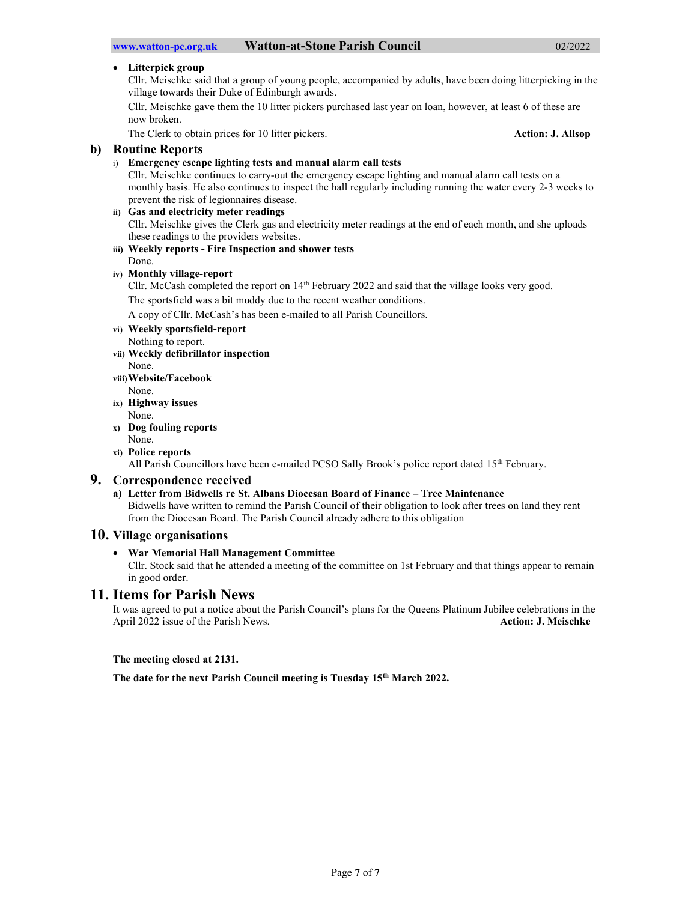- **Litterpick group**

  Cllr. Meischke said that a group of young people, accompanied by adults, have been doing litterpicking in the village towards their Duke of Edinburgh awards.

  Cllr. Meischke gave them the 10 litter pickers purchased last year on loan, however, at least 6 of these are now broken.

  The Clerk to obtain prices for 10 litter pickers. **Action: J. Allsop**

## b) Routine Reports

i) **Emergency escape lighting tests and manual alarm call tests**

Cllr. Meischke continues to carry-out the emergency escape lighting and manual alarm call tests on a monthly basis. He also continues to inspect the hall regularly including running the water every 2-3 weeks to prevent the risk of legionnaires disease.

ii) **Gas and electricity meter readings**

Cllr. Meischke gives the Clerk gas and electricity meter readings at the end of each month, and she uploads these readings to the providers websites.

iii) **Weekly reports - Fire Inspection and shower tests**

Done.

iv) **Monthly village-report**

Cllr. McCash completed the report on 14th February 2022 and said that the village looks very good.

The sportsfield was a bit muddy due to the recent weather conditions.

A copy of Cllr. McCash's has been e-mailed to all Parish Councillors.

vi) **Weekly sportsfield-report**

Nothing to report.

vii) **Weekly defibrillator inspection**

None.

viii) **Website/Facebook**

None.

ix) **Highway issues**

None.

x) **Dog fouling reports**

None.

xi) **Police reports**

All Parish Councillors have been e-mailed PCSO Sally Brook's police report dated 15th February.

# 9. Correspondence received

**a) Letter from Bidwells re St. Albans Diocesan Board of Finance – Tree Maintenance**

Bidwells have written to remind the Parish Council of their obligation to look after trees on land they rent from the Diocesan Board. The Parish Council already adhere to this obligation

# 10. Village organisations

- **War Memorial Hall Management Committee**

  Cllr. Stock said that he attended a meeting of the committee on 1st February and that things appear to remain in good order.

# 11. Items for Parish News

It was agreed to put a notice about the Parish Council's plans for the Queens Platinum Jubilee celebrations in the April 2022 issue of the Parish News. **Action: J. Meischke**

**The meeting closed at 2131.**

**The date for the next Parish Council meeting is Tuesday 15th March 2022.**